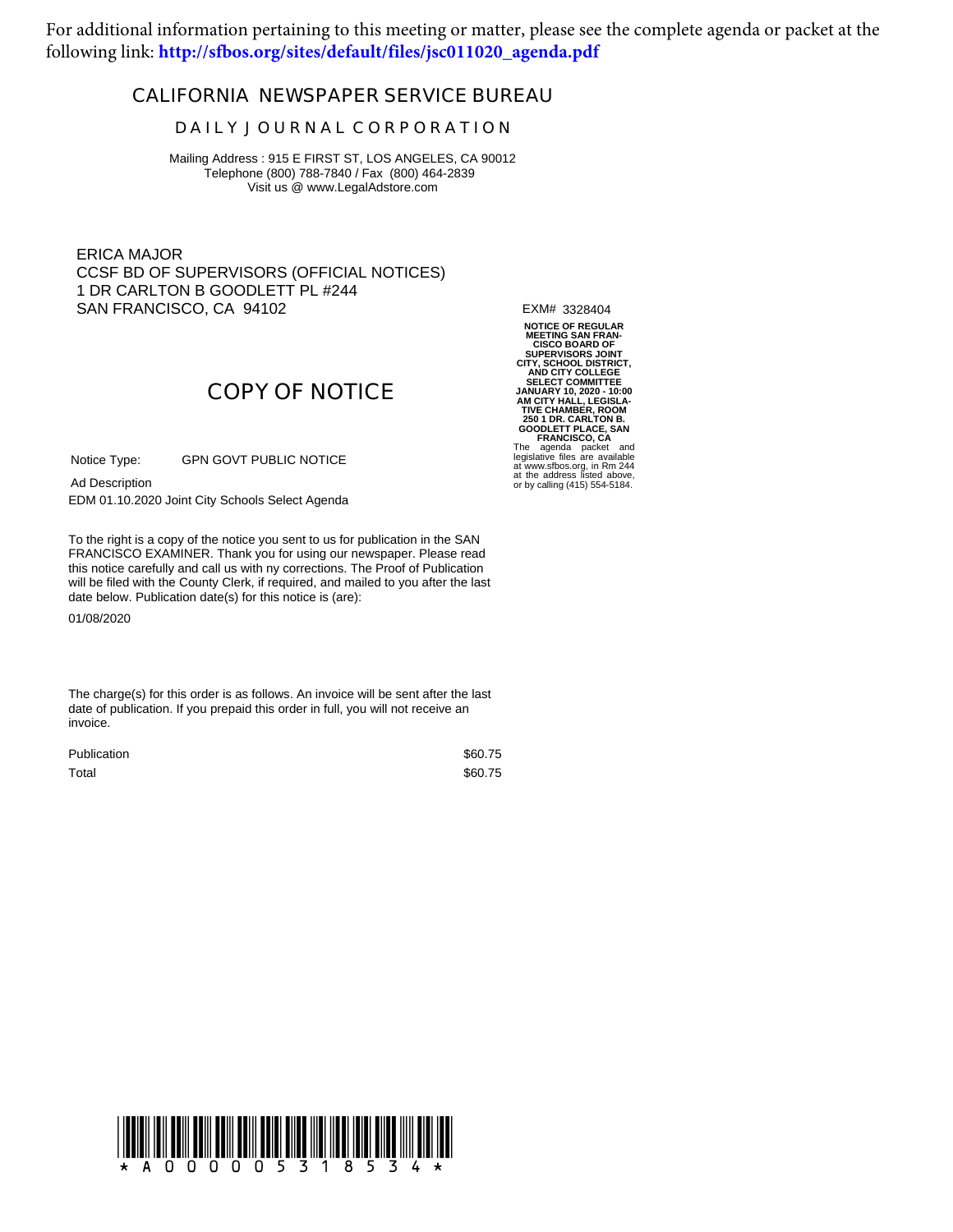For additional information pertaining to this meeting or matter, please see the complete agenda or packet at the following link: **http://sfbos.org/sites/default/files/jsc011020_agenda.pdf**

# CALIFORNIA NEWSPAPER SERVICE BUREAU

## DAILY JOURNAL CORPORATION

Mailing Address : 915 E FIRST ST, LOS ANGELES, CA 90012
Telephone (800) 788-7840 / Fax (800) 464-2839
Visit us @ www.LegalAdstore.com

ERICA MAJOR
CCSF BD OF SUPERVISORS (OFFICIAL NOTICES)
1 DR CARLTON B GOODLETT PL #244
SAN FRANCISCO, CA 94102

## COPY OF NOTICE

Notice Type: GPN GOVT PUBLIC NOTICE

Ad Description
EDM 01.10.2020 Joint City Schools Select Agenda

To the right is a copy of the notice you sent to us for publication in the SAN FRANCISCO EXAMINER. Thank you for using our newspaper. Please read this notice carefully and call us with ny corrections. The Proof of Publication will be filed with the County Clerk, if required, and mailed to you after the last date below. Publication date(s) for this notice is (are):

01/08/2020

The charge(s) for this order is as follows. An invoice will be sent after the last date of publication. If you prepaid this order in full, you will not receive an invoice.

| | |
|---|---|
| Publication | $60.75 |
| Total | $60.75 |

EXM# 3328404

**NOTICE OF REGULAR MEETING SAN FRANCISCO BOARD OF SUPERVISORS JOINT CITY, SCHOOL DISTRICT, AND CITY COLLEGE SELECT COMMITTEE JANUARY 10, 2020 - 10:00 AM CITY HALL, LEGISLATIVE CHAMBER, ROOM 250 1 DR. CARLTON B. GOODLETT PLACE, SAN FRANCISCO, CA**

The agenda packet and legislative files are available at www.sfbos.org, in Rm 244 at the address listed above, or by calling (415) 554-5184.

*A0000053185 34*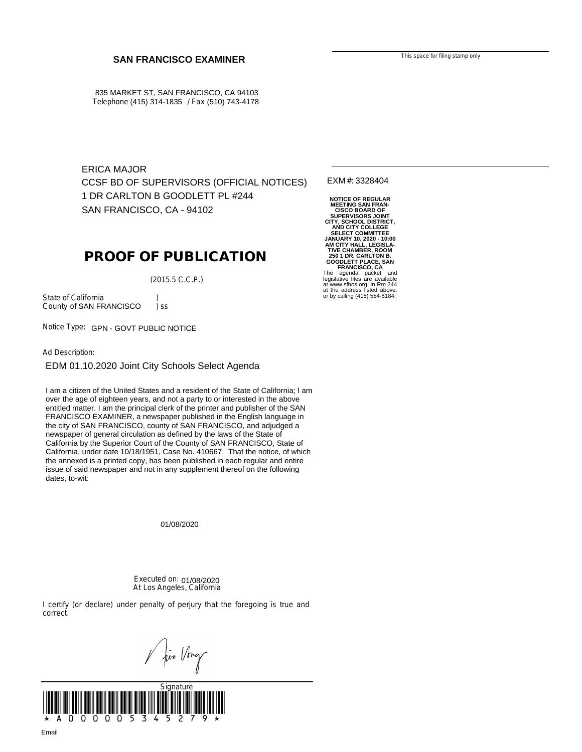**SAN FRANCISCO EXAMINER**

835 MARKET ST, SAN FRANCISCO, CA 94103
Telephone (415) 314-1835 / Fax (510) 743-4178

This space for filing stamp only

ERICA MAJOR
CCSF BD OF SUPERVISORS (OFFICIAL NOTICES)
1 DR CARLTON B GOODLETT PL #244
SAN FRANCISCO, CA - 94102

EXM #: 3328404

**NOTICE OF REGULAR MEETING SAN FRANCISCO BOARD OF SUPERVISORS JOINT CITY, SCHOOL DISTRICT, AND CITY COLLEGE SELECT COMMITTEE JANUARY 10, 2020 - 10:00 AM CITY HALL, LEGISLATIVE CHAMBER, ROOM 250 1 DR. CARLTON B. GOODLETT PLACE, SAN FRANCISCO, CA**

The agenda packet and legislative files are available at www.sfbos.org, in Rm 244 at the address listed above, or by calling (415) 554-5184.

# PROOF OF PUBLICATION

(2015.5 C.C.P.)

State of California )
County of SAN FRANCISCO ) ss

Notice Type: GPN - GOVT PUBLIC NOTICE

Ad Description:

EDM 01.10.2020 Joint City Schools Select Agenda

I am a citizen of the United States and a resident of the State of California; I am over the age of eighteen years, and not a party to or interested in the above entitled matter. I am the principal clerk of the printer and publisher of the SAN FRANCISCO EXAMINER, a newspaper published in the English language in the city of SAN FRANCISCO, county of SAN FRANCISCO, and adjudged a newspaper of general circulation as defined by the laws of the State of California by the Superior Court of the County of SAN FRANCISCO, State of California, under date 10/18/1951, Case No. 410667. That the notice, of which the annexed is a printed copy, has been published in each regular and entire issue of said newspaper and not in any supplement thereof on the following dates, to-wit:

01/08/2020

Executed on: 01/08/2020
At Los Angeles, California

I certify (or declare) under penalty of perjury that the foregoing is true and correct.

Signature

\* A 0 0 0 0 0 5 3 4 5 2 7 9 \*

Email